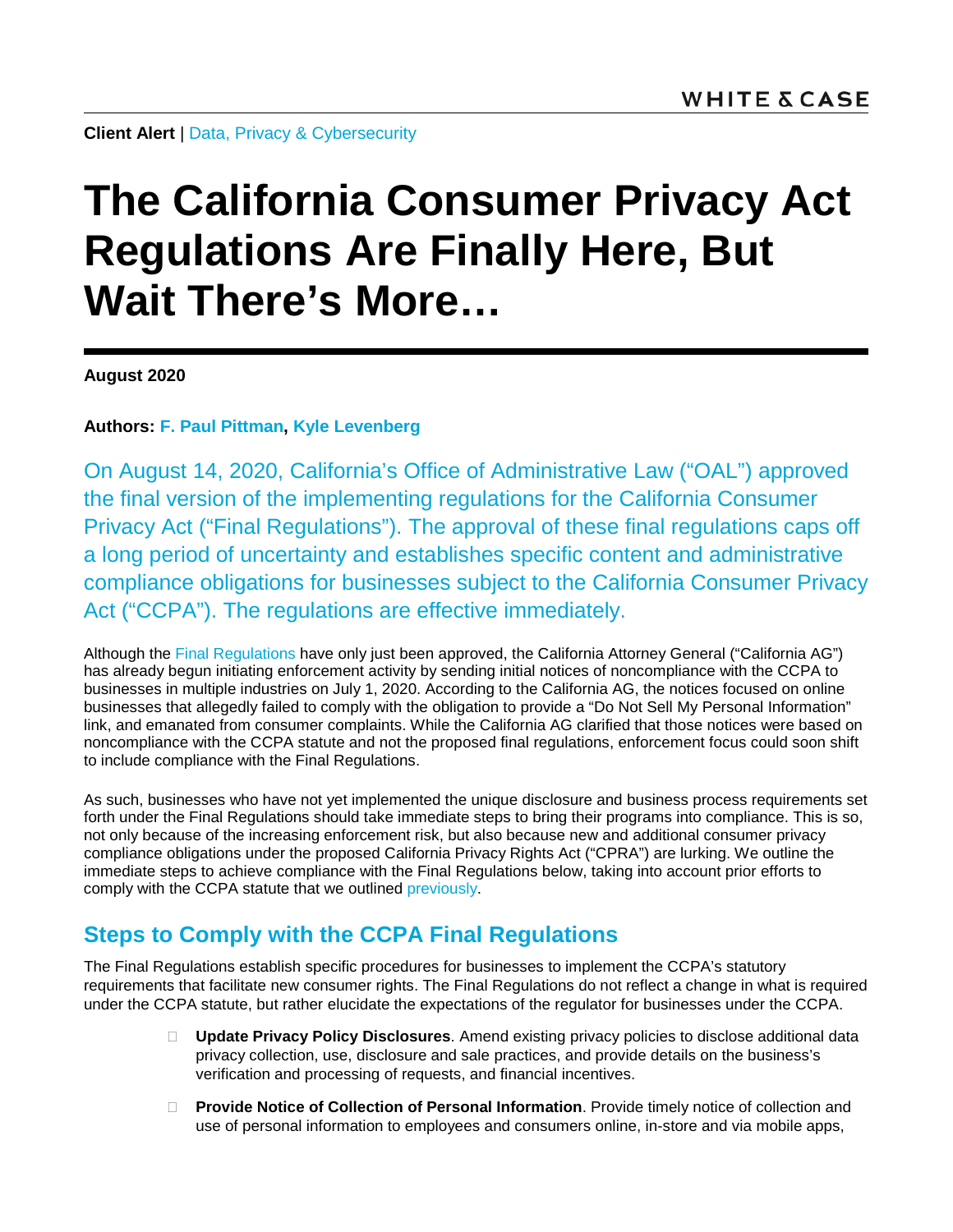**Client Alert** | Data, Privacy & Cybersecurity

# The California Consumer Privacy Act Regulations Are Finally Here, But Wait There's More…

**August 2020**

**Authors: F. Paul Pittman, Kyle Levenberg**

On August 14, 2020, California's Office of Administrative Law ("OAL") approved the final version of the implementing regulations for the California Consumer Privacy Act ("Final Regulations"). The approval of these final regulations caps off a long period of uncertainty and establishes specific content and administrative compliance obligations for businesses subject to the California Consumer Privacy Act ("CCPA"). The regulations are effective immediately.

Although the Final Regulations have only just been approved, the California Attorney General ("California AG") has already begun initiating enforcement activity by sending initial notices of noncompliance with the CCPA to businesses in multiple industries on July 1, 2020. According to the California AG, the notices focused on online businesses that allegedly failed to comply with the obligation to provide a "Do Not Sell My Personal Information" link, and emanated from consumer complaints. While the California AG clarified that those notices were based on noncompliance with the CCPA statute and not the proposed final regulations, enforcement focus could soon shift to include compliance with the Final Regulations.

As such, businesses who have not yet implemented the unique disclosure and business process requirements set forth under the Final Regulations should take immediate steps to bring their programs into compliance. This is so, not only because of the increasing enforcement risk, but also because new and additional consumer privacy compliance obligations under the proposed California Privacy Rights Act ("CPRA") are lurking. We outline the immediate steps to achieve compliance with the Final Regulations below, taking into account prior efforts to comply with the CCPA statute that we outlined previously.

## Steps to Comply with the CCPA Final Regulations

The Final Regulations establish specific procedures for businesses to implement the CCPA's statutory requirements that facilitate new consumer rights. The Final Regulations do not reflect a change in what is required under the CCPA statute, but rather elucidate the expectations of the regulator for businesses under the CCPA.

- **Update Privacy Policy Disclosures**. Amend existing privacy policies to disclose additional data privacy collection, use, disclosure and sale practices, and provide details on the business's verification and processing of requests, and financial incentives.
- **Provide Notice of Collection of Personal Information**. Provide timely notice of collection and use of personal information to employees and consumers online, in-store and via mobile apps,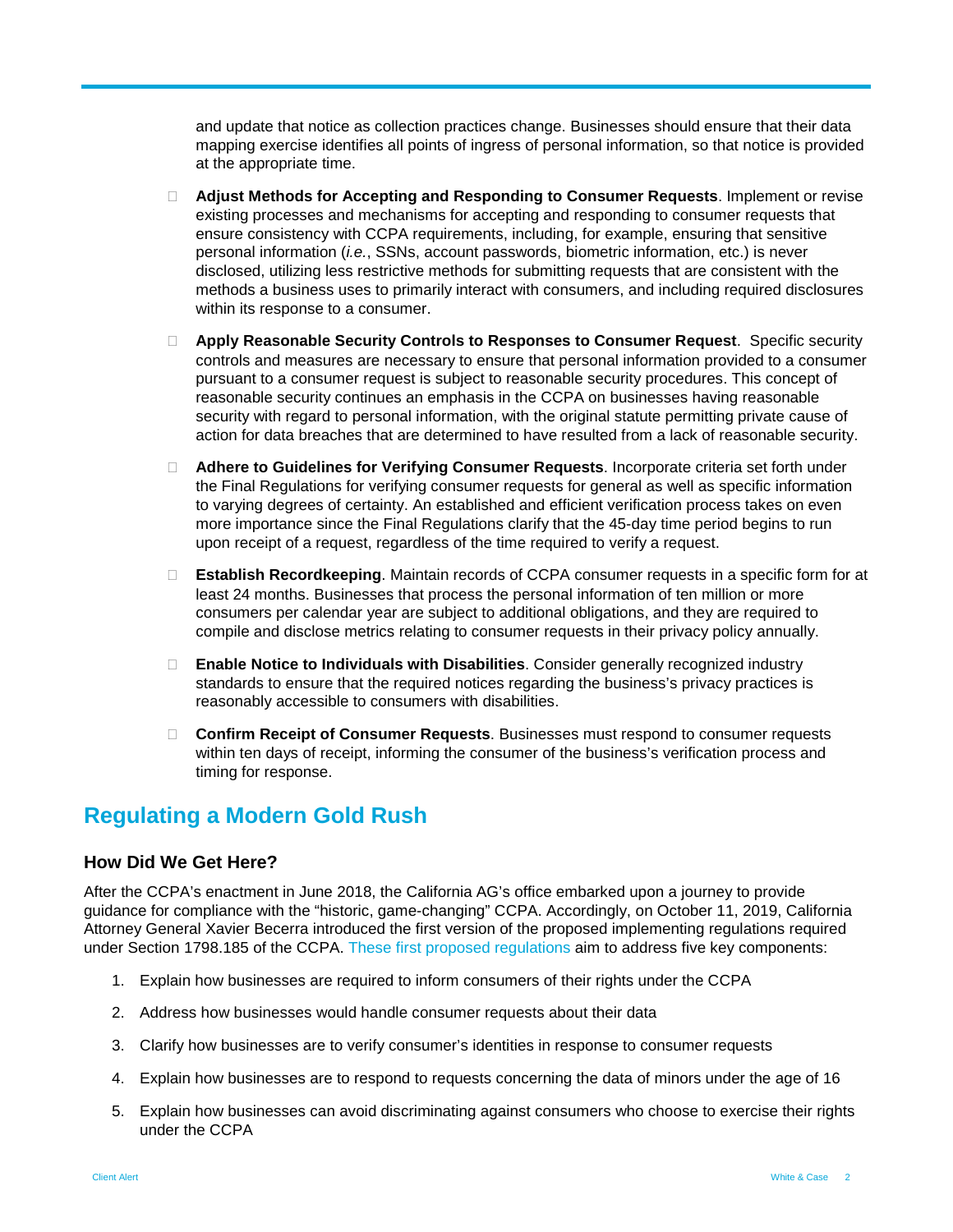and update that notice as collection practices change. Businesses should ensure that their data mapping exercise identifies all points of ingress of personal information, so that notice is provided at the appropriate time.

- **Adjust Methods for Accepting and Responding to Consumer Requests**. Implement or revise existing processes and mechanisms for accepting and responding to consumer requests that ensure consistency with CCPA requirements, including, for example, ensuring that sensitive personal information (*i.e.*, SSNs, account passwords, biometric information, etc.) is never disclosed, utilizing less restrictive methods for submitting requests that are consistent with the methods a business uses to primarily interact with consumers, and including required disclosures within its response to a consumer.

- **Apply Reasonable Security Controls to Responses to Consumer Request**. Specific security controls and measures are necessary to ensure that personal information provided to a consumer pursuant to a consumer request is subject to reasonable security procedures. This concept of reasonable security continues an emphasis in the CCPA on businesses having reasonable security with regard to personal information, with the original statute permitting private cause of action for data breaches that are determined to have resulted from a lack of reasonable security.

- **Adhere to Guidelines for Verifying Consumer Requests**. Incorporate criteria set forth under the Final Regulations for verifying consumer requests for general as well as specific information to varying degrees of certainty. An established and efficient verification process takes on even more importance since the Final Regulations clarify that the 45-day time period begins to run upon receipt of a request, regardless of the time required to verify a request.

- **Establish Recordkeeping**. Maintain records of CCPA consumer requests in a specific form for at least 24 months. Businesses that process the personal information of ten million or more consumers per calendar year are subject to additional obligations, and they are required to compile and disclose metrics relating to consumer requests in their privacy policy annually.

- **Enable Notice to Individuals with Disabilities**. Consider generally recognized industry standards to ensure that the required notices regarding the business's privacy practices is reasonably accessible to consumers with disabilities.

- **Confirm Receipt of Consumer Requests**. Businesses must respond to consumer requests within ten days of receipt, informing the consumer of the business's verification process and timing for response.

## Regulating a Modern Gold Rush

### How Did We Get Here?

After the CCPA's enactment in June 2018, the California AG's office embarked upon a journey to provide guidance for compliance with the "historic, game-changing" CCPA. Accordingly, on October 11, 2019, California Attorney General Xavier Becerra introduced the first version of the proposed implementing regulations required under Section 1798.185 of the CCPA. These first proposed regulations aim to address five key components:

1. Explain how businesses are required to inform consumers of their rights under the CCPA
2. Address how businesses would handle consumer requests about their data
3. Clarify how businesses are to verify consumer's identities in response to consumer requests
4. Explain how businesses are to respond to requests concerning the data of minors under the age of 16
5. Explain how businesses can avoid discriminating against consumers who choose to exercise their rights under the CCPA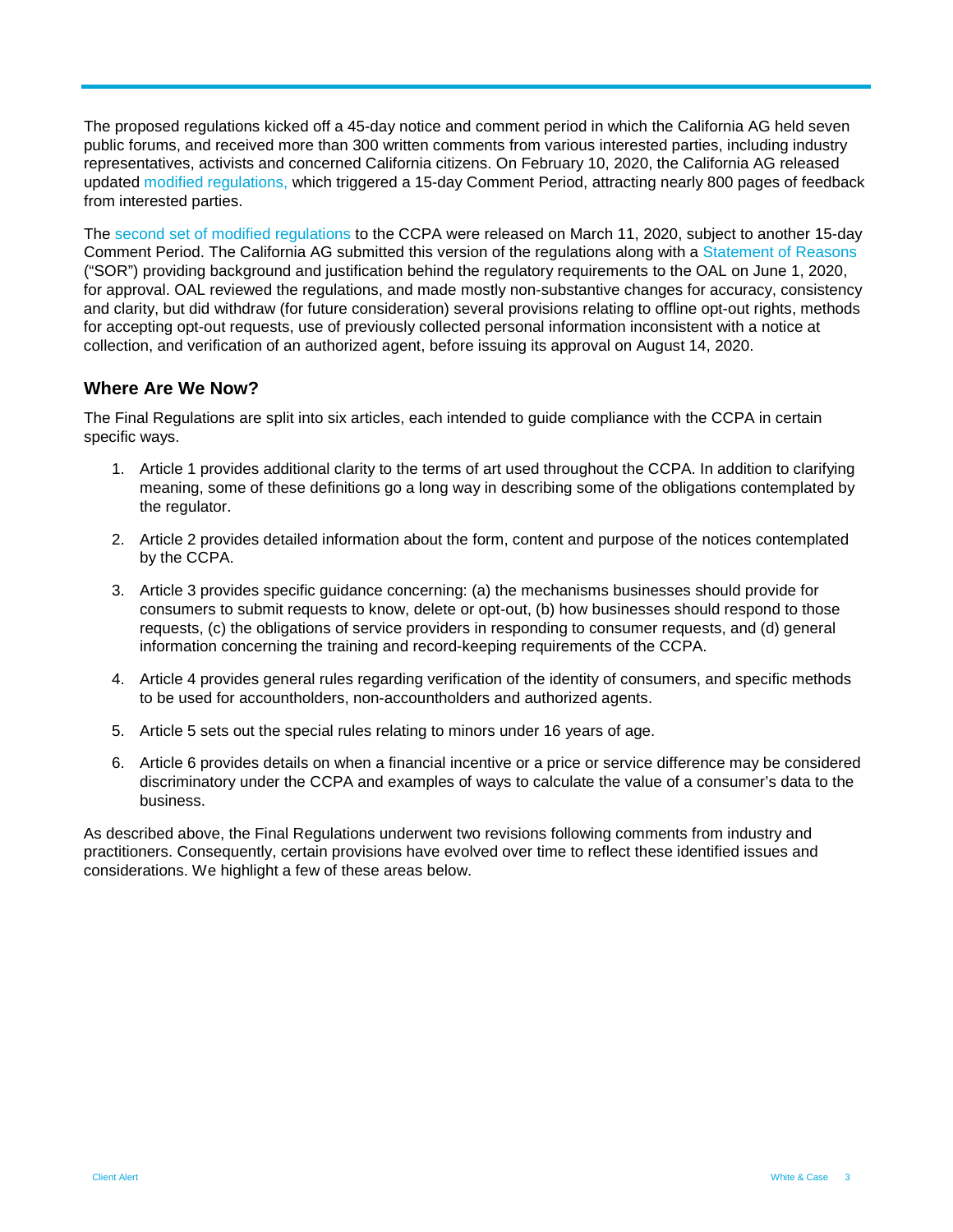The proposed regulations kicked off a 45-day notice and comment period in which the California AG held seven public forums, and received more than 300 written comments from various interested parties, including industry representatives, activists and concerned California citizens. On February 10, 2020, the California AG released updated modified regulations, which triggered a 15-day Comment Period, attracting nearly 800 pages of feedback from interested parties.

The second set of modified regulations to the CCPA were released on March 11, 2020, subject to another 15-day Comment Period. The California AG submitted this version of the regulations along with a Statement of Reasons ("SOR") providing background and justification behind the regulatory requirements to the OAL on June 1, 2020, for approval. OAL reviewed the regulations, and made mostly non-substantive changes for accuracy, consistency and clarity, but did withdraw (for future consideration) several provisions relating to offline opt-out rights, methods for accepting opt-out requests, use of previously collected personal information inconsistent with a notice at collection, and verification of an authorized agent, before issuing its approval on August 14, 2020.

## Where Are We Now?

The Final Regulations are split into six articles, each intended to guide compliance with the CCPA in certain specific ways.

1. Article 1 provides additional clarity to the terms of art used throughout the CCPA. In addition to clarifying meaning, some of these definitions go a long way in describing some of the obligations contemplated by the regulator.

2. Article 2 provides detailed information about the form, content and purpose of the notices contemplated by the CCPA.

3. Article 3 provides specific guidance concerning: (a) the mechanisms businesses should provide for consumers to submit requests to know, delete or opt-out, (b) how businesses should respond to those requests, (c) the obligations of service providers in responding to consumer requests, and (d) general information concerning the training and record-keeping requirements of the CCPA.

4. Article 4 provides general rules regarding verification of the identity of consumers, and specific methods to be used for accountholders, non-accountholders and authorized agents.

5. Article 5 sets out the special rules relating to minors under 16 years of age.

6. Article 6 provides details on when a financial incentive or a price or service difference may be considered discriminatory under the CCPA and examples of ways to calculate the value of a consumer's data to the business.

As described above, the Final Regulations underwent two revisions following comments from industry and practitioners. Consequently, certain provisions have evolved over time to reflect these identified issues and considerations. We highlight a few of these areas below.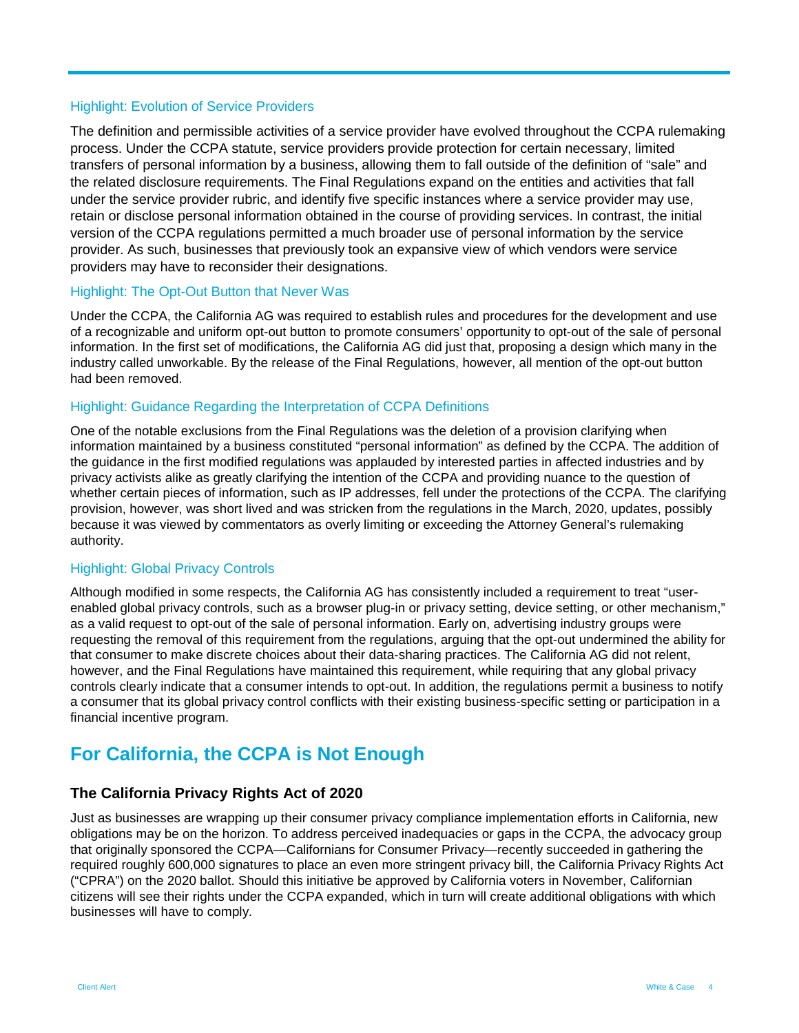### Highlight: Evolution of Service Providers

The definition and permissible activities of a service provider have evolved throughout the CCPA rulemaking process. Under the CCPA statute, service providers provide protection for certain necessary, limited transfers of personal information by a business, allowing them to fall outside of the definition of "sale" and the related disclosure requirements. The Final Regulations expand on the entities and activities that fall under the service provider rubric, and identify five specific instances where a service provider may use, retain or disclose personal information obtained in the course of providing services. In contrast, the initial version of the CCPA regulations permitted a much broader use of personal information by the service provider. As such, businesses that previously took an expansive view of which vendors were service providers may have to reconsider their designations.

### Highlight: The Opt-Out Button that Never Was

Under the CCPA, the California AG was required to establish rules and procedures for the development and use of a recognizable and uniform opt-out button to promote consumers' opportunity to opt-out of the sale of personal information. In the first set of modifications, the California AG did just that, proposing a design which many in the industry called unworkable. By the release of the Final Regulations, however, all mention of the opt-out button had been removed.

### Highlight: Guidance Regarding the Interpretation of CCPA Definitions

One of the notable exclusions from the Final Regulations was the deletion of a provision clarifying when information maintained by a business constituted "personal information" as defined by the CCPA. The addition of the guidance in the first modified regulations was applauded by interested parties in affected industries and by privacy activists alike as greatly clarifying the intention of the CCPA and providing nuance to the question of whether certain pieces of information, such as IP addresses, fell under the protections of the CCPA. The clarifying provision, however, was short lived and was stricken from the regulations in the March, 2020, updates, possibly because it was viewed by commentators as overly limiting or exceeding the Attorney General's rulemaking authority.

### Highlight: Global Privacy Controls

Although modified in some respects, the California AG has consistently included a requirement to treat "user-enabled global privacy controls, such as a browser plug-in or privacy setting, device setting, or other mechanism," as a valid request to opt-out of the sale of personal information. Early on, advertising industry groups were requesting the removal of this requirement from the regulations, arguing that the opt-out undermined the ability for that consumer to make discrete choices about their data-sharing practices. The California AG did not relent, however, and the Final Regulations have maintained this requirement, while requiring that any global privacy controls clearly indicate that a consumer intends to opt-out. In addition, the regulations permit a business to notify a consumer that its global privacy control conflicts with their existing business-specific setting or participation in a financial incentive program.

## For California, the CCPA is Not Enough

### The California Privacy Rights Act of 2020

Just as businesses are wrapping up their consumer privacy compliance implementation efforts in California, new obligations may be on the horizon. To address perceived inadequacies or gaps in the CCPA, the advocacy group that originally sponsored the CCPA—Californians for Consumer Privacy—recently succeeded in gathering the required roughly 600,000 signatures to place an even more stringent privacy bill, the California Privacy Rights Act ("CPRA") on the 2020 ballot. Should this initiative be approved by California voters in November, Californian citizens will see their rights under the CCPA expanded, which in turn will create additional obligations with which businesses will have to comply.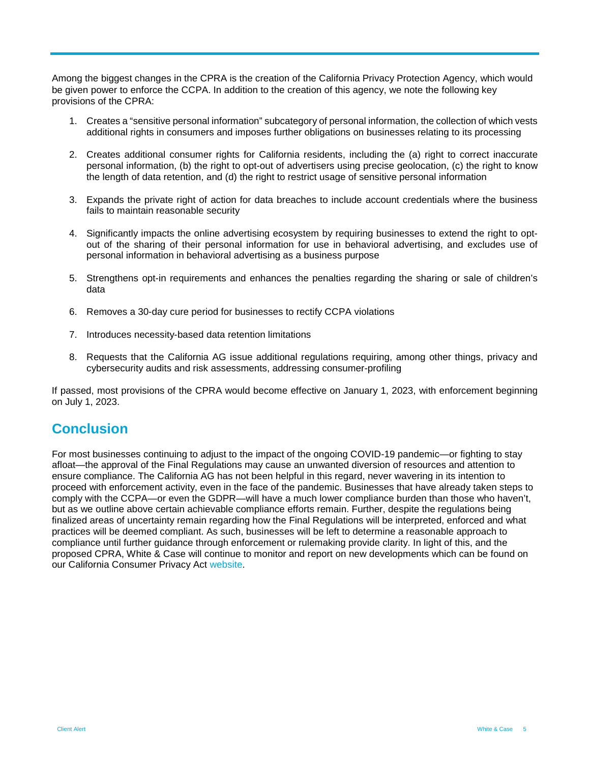Among the biggest changes in the CPRA is the creation of the California Privacy Protection Agency, which would be given power to enforce the CCPA. In addition to the creation of this agency, we note the following key provisions of the CPRA:

1. Creates a "sensitive personal information" subcategory of personal information, the collection of which vests additional rights in consumers and imposes further obligations on businesses relating to its processing

2. Creates additional consumer rights for California residents, including the (a) right to correct inaccurate personal information, (b) the right to opt-out of advertisers using precise geolocation, (c) the right to know the length of data retention, and (d) the right to restrict usage of sensitive personal information

3. Expands the private right of action for data breaches to include account credentials where the business fails to maintain reasonable security

4. Significantly impacts the online advertising ecosystem by requiring businesses to extend the right to opt-out of the sharing of their personal information for use in behavioral advertising, and excludes use of personal information in behavioral advertising as a business purpose

5. Strengthens opt-in requirements and enhances the penalties regarding the sharing or sale of children's data

6. Removes a 30-day cure period for businesses to rectify CCPA violations

7. Introduces necessity-based data retention limitations

8. Requests that the California AG issue additional regulations requiring, among other things, privacy and cybersecurity audits and risk assessments, addressing consumer-profiling

If passed, most provisions of the CPRA would become effective on January 1, 2023, with enforcement beginning on July 1, 2023.

## Conclusion

For most businesses continuing to adjust to the impact of the ongoing COVID-19 pandemic—or fighting to stay afloat—the approval of the Final Regulations may cause an unwanted diversion of resources and attention to ensure compliance. The California AG has not been helpful in this regard, never wavering in its intention to proceed with enforcement activity, even in the face of the pandemic. Businesses that have already taken steps to comply with the CCPA—or even the GDPR—will have a much lower compliance burden than those who haven't, but as we outline above certain achievable compliance efforts remain. Further, despite the regulations being finalized areas of uncertainty remain regarding how the Final Regulations will be interpreted, enforced and what practices will be deemed compliant. As such, businesses will be left to determine a reasonable approach to compliance until further guidance through enforcement or rulemaking provide clarity. In light of this, and the proposed CPRA, White & Case will continue to monitor and report on new developments which can be found on our California Consumer Privacy Act website.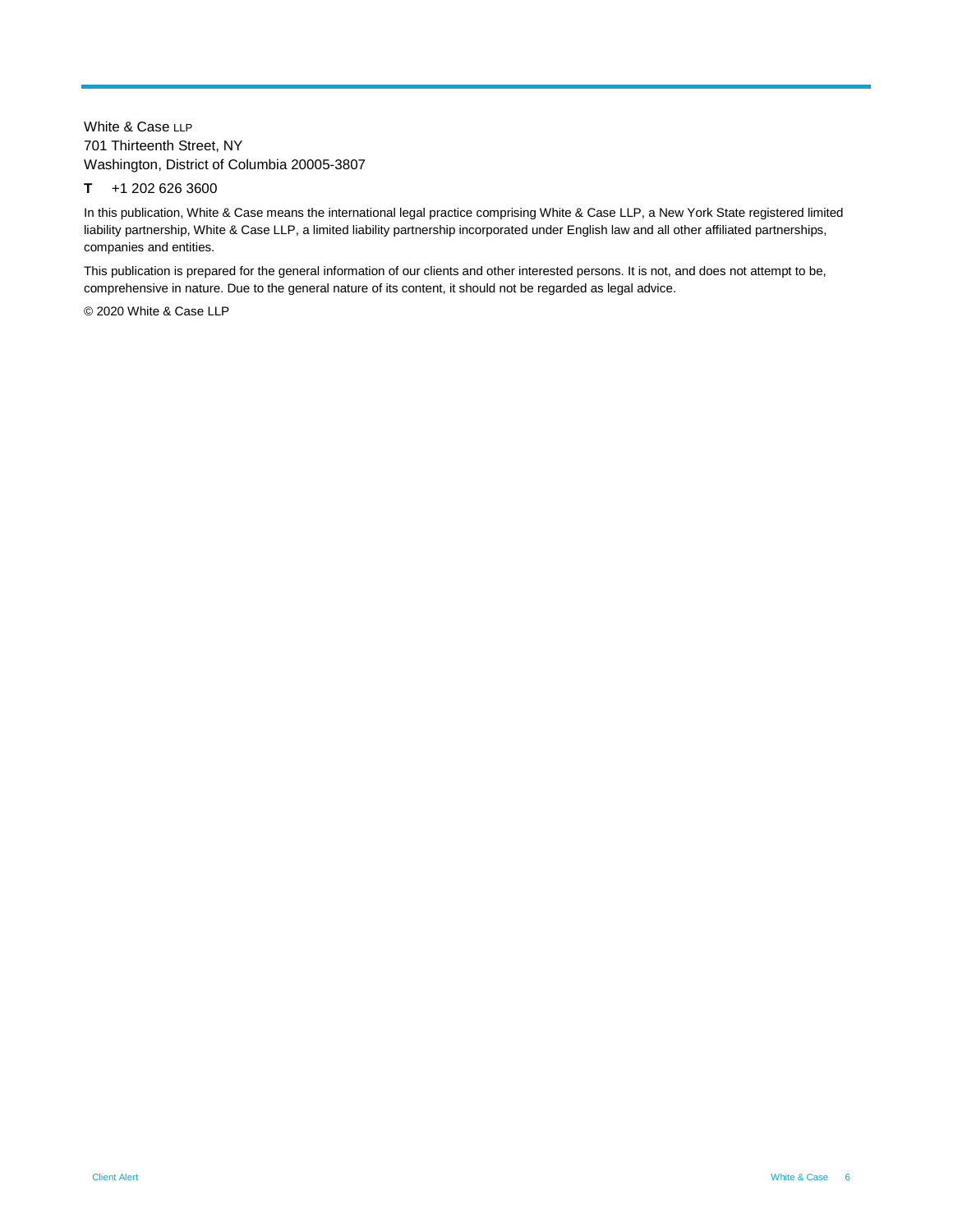White & Case LLP
701 Thirteenth Street, NY
Washington, District of Columbia 20005-3807

**T** +1 202 626 3600

In this publication, White & Case means the international legal practice comprising White & Case LLP, a New York State registered limited liability partnership, White & Case LLP, a limited liability partnership incorporated under English law and all other affiliated partnerships, companies and entities.

This publication is prepared for the general information of our clients and other interested persons. It is not, and does not attempt to be, comprehensive in nature. Due to the general nature of its content, it should not be regarded as legal advice.

© 2020 White & Case LLP